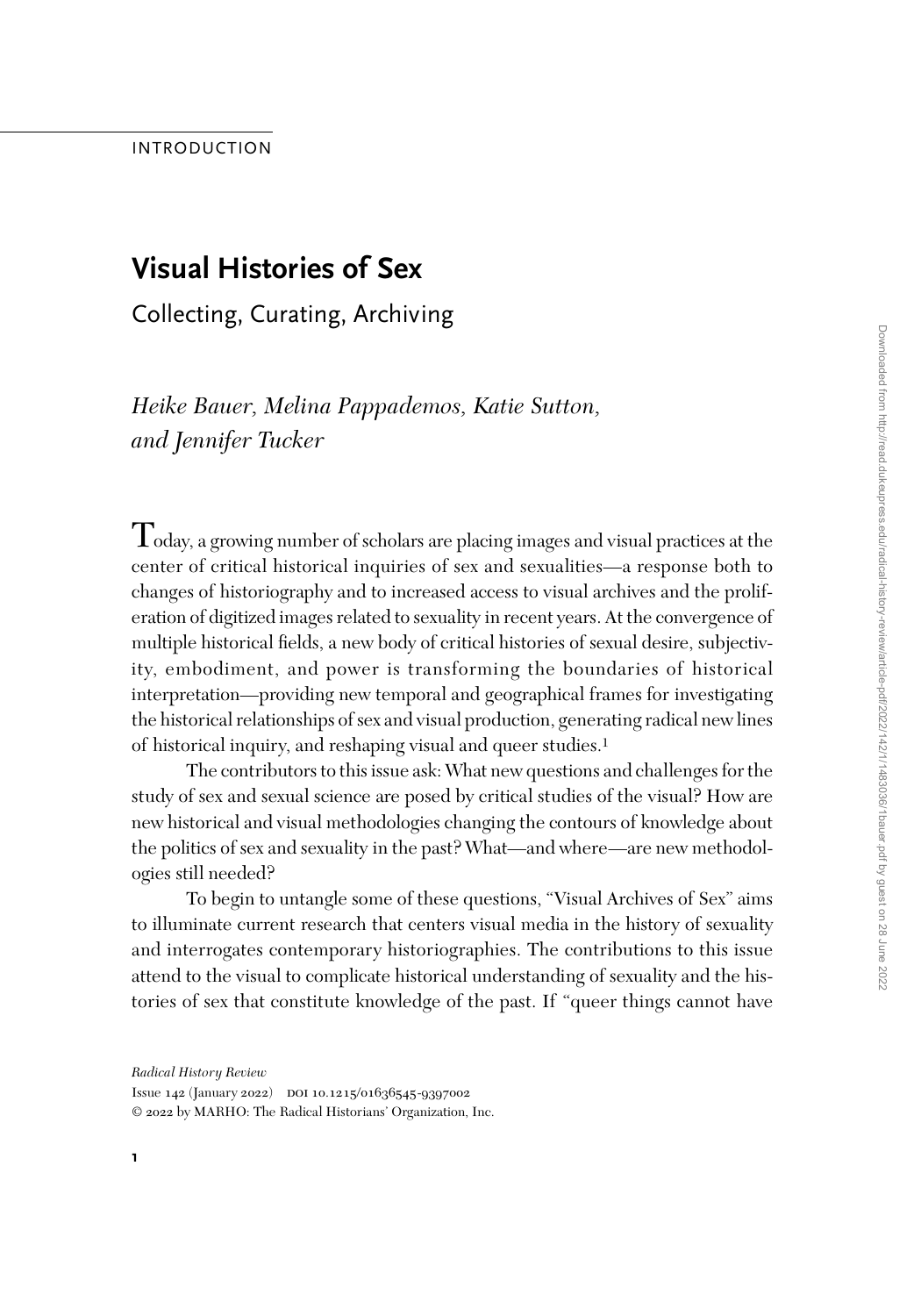INTRODUCTION

# Visual Histories of Sex

## Collecting, Curating, Archiving

*Heike Bauer, Melina Pappademos, Katie Sutton, and Jennifer Tucker*

Today, a growing number of scholars are placing images and visual practices at the center of critical historical inquiries of sex and sexualities—a response both to changes of historiography and to increased access to visual archives and the proliferation of digitized images related to sexuality in recent years. At the convergence of multiple historical fields, a new body of critical histories of sexual desire, subjectivity, embodiment, and power is transforming the boundaries of historical interpretation—providing new temporal and geographical frames for investigating the historical relationships of sex and visual production, generating radical new lines of historical inquiry, and reshaping visual and queer studies.[1]

The contributors to this issue ask: What new questions and challenges for the study of sex and sexual science are posed by critical studies of the visual? How are new historical and visual methodologies changing the contours of knowledge about the politics of sex and sexuality in the past? What—and where—are new methodologies still needed?

To begin to untangle some of these questions, "Visual Archives of Sex" aims to illuminate current research that centers visual media in the history of sexuality and interrogates contemporary historiographies. The contributions to this issue attend to the visual to complicate historical understanding of sexuality and the histories of sex that constitute knowledge of the past. If "queer things cannot have

*Radical History Review*
Issue 142 (January 2022) DOI 10.1215/01636545-9397002
© 2022 by MARHO: The Radical Historians' Organization, Inc.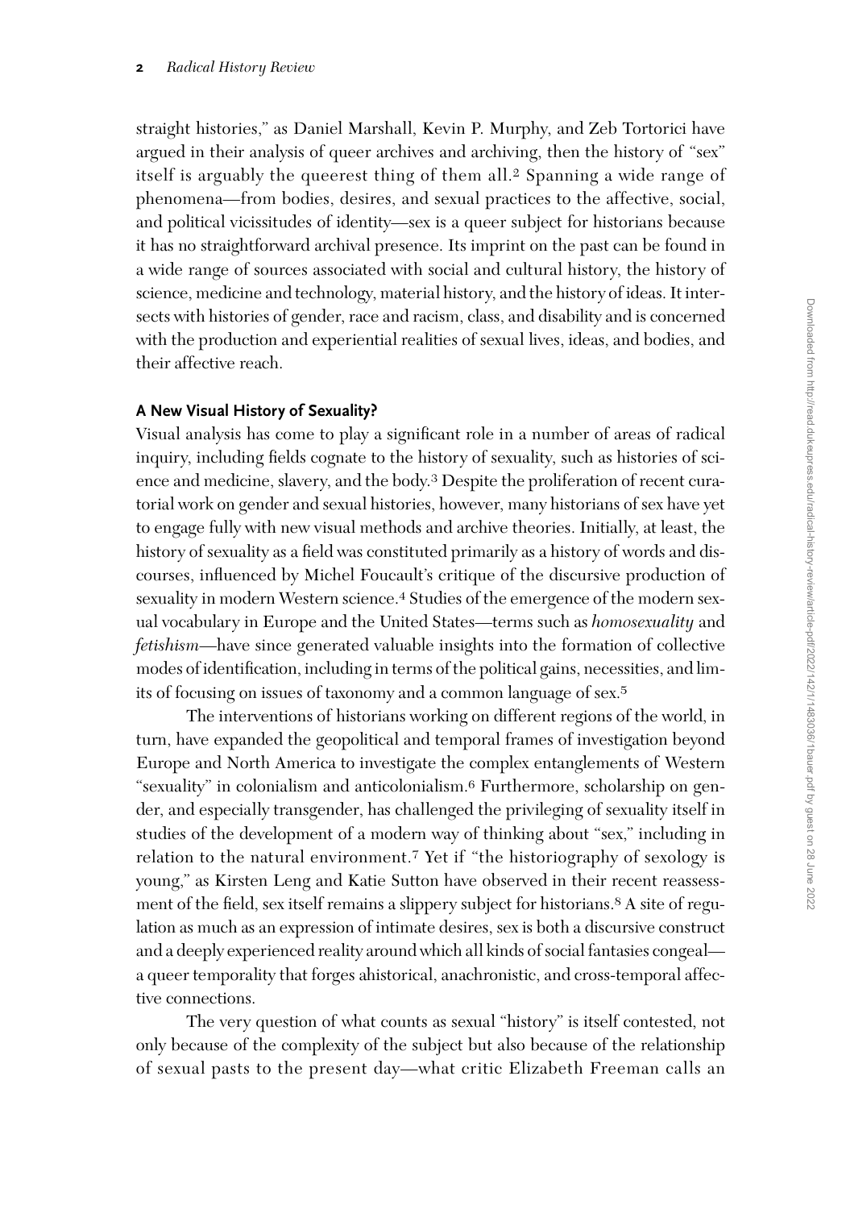straight histories," as Daniel Marshall, Kevin P. Murphy, and Zeb Tortorici have argued in their analysis of queer archives and archiving, then the history of "sex" itself is arguably the queerest thing of them all.[2] Spanning a wide range of phenomena—from bodies, desires, and sexual practices to the affective, social, and political vicissitudes of identity—sex is a queer subject for historians because it has no straightforward archival presence. Its imprint on the past can be found in a wide range of sources associated with social and cultural history, the history of science, medicine and technology, material history, and the history of ideas. It intersects with histories of gender, race and racism, class, and disability and is concerned with the production and experiential realities of sexual lives, ideas, and bodies, and their affective reach.

## A New Visual History of Sexuality?

Visual analysis has come to play a significant role in a number of areas of radical inquiry, including fields cognate to the history of sexuality, such as histories of science and medicine, slavery, and the body.[3] Despite the proliferation of recent curatorial work on gender and sexual histories, however, many historians of sex have yet to engage fully with new visual methods and archive theories. Initially, at least, the history of sexuality as a field was constituted primarily as a history of words and discourses, influenced by Michel Foucault's critique of the discursive production of sexuality in modern Western science.[4] Studies of the emergence of the modern sexual vocabulary in Europe and the United States—terms such as *homosexuality* and *fetishism*—have since generated valuable insights into the formation of collective modes of identification, including in terms of the political gains, necessities, and limits of focusing on issues of taxonomy and a common language of sex.[5]

The interventions of historians working on different regions of the world, in turn, have expanded the geopolitical and temporal frames of investigation beyond Europe and North America to investigate the complex entanglements of Western "sexuality" in colonialism and anticolonialism.[6] Furthermore, scholarship on gender, and especially transgender, has challenged the privileging of sexuality itself in studies of the development of a modern way of thinking about "sex," including in relation to the natural environment.[7] Yet if "the historiography of sexology is young," as Kirsten Leng and Katie Sutton have observed in their recent reassessment of the field, sex itself remains a slippery subject for historians.[8] A site of regulation as much as an expression of intimate desires, sex is both a discursive construct and a deeply experienced reality around which all kinds of social fantasies congeal—a queer temporality that forges ahistorical, anachronistic, and cross-temporal affective connections.

The very question of what counts as sexual "history" is itself contested, not only because of the complexity of the subject but also because of the relationship of sexual pasts to the present day—what critic Elizabeth Freeman calls an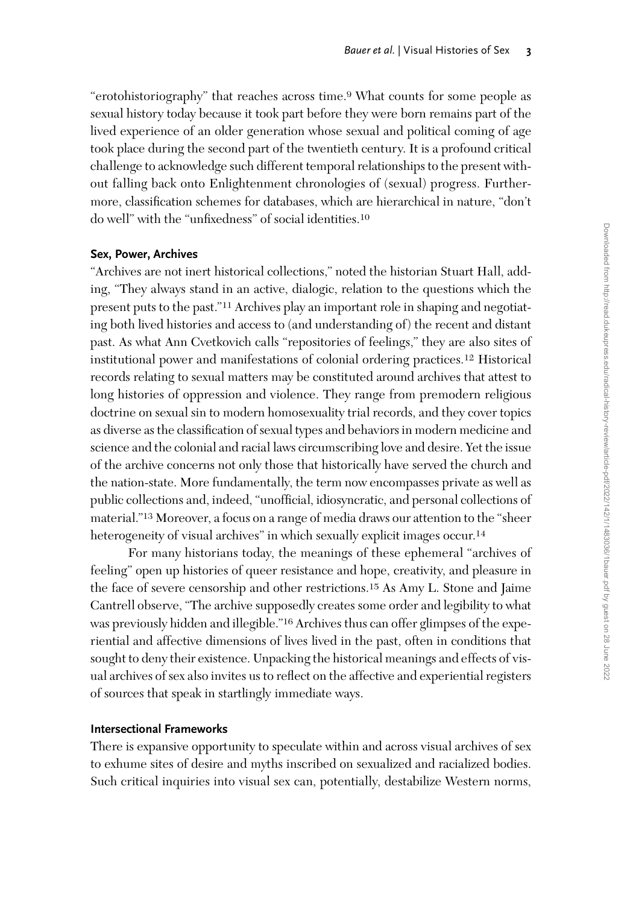"erotohistoriography" that reaches across time.[9] What counts for some people as sexual history today because it took part before they were born remains part of the lived experience of an older generation whose sexual and political coming of age took place during the second part of the twentieth century. It is a profound critical challenge to acknowledge such different temporal relationships to the present without falling back onto Enlightenment chronologies of (sexual) progress. Furthermore, classification schemes for databases, which are hierarchical in nature, "don't do well" with the "unfixedness" of social identities.[10]

### Sex, Power, Archives

"Archives are not inert historical collections," noted the historian Stuart Hall, adding, "They always stand in an active, dialogic, relation to the questions which the present puts to the past."[11] Archives play an important role in shaping and negotiating both lived histories and access to (and understanding of) the recent and distant past. As what Ann Cvetkovich calls "repositories of feelings," they are also sites of institutional power and manifestations of colonial ordering practices.[12] Historical records relating to sexual matters may be constituted around archives that attest to long histories of oppression and violence. They range from premodern religious doctrine on sexual sin to modern homosexuality trial records, and they cover topics as diverse as the classification of sexual types and behaviors in modern medicine and science and the colonial and racial laws circumscribing love and desire. Yet the issue of the archive concerns not only those that historically have served the church and the nation-state. More fundamentally, the term now encompasses private as well as public collections and, indeed, "unofficial, idiosyncratic, and personal collections of material."[13] Moreover, a focus on a range of media draws our attention to the "sheer heterogeneity of visual archives" in which sexually explicit images occur.[14]

For many historians today, the meanings of these ephemeral "archives of feeling" open up histories of queer resistance and hope, creativity, and pleasure in the face of severe censorship and other restrictions.[15] As Amy L. Stone and Jaime Cantrell observe, "The archive supposedly creates some order and legibility to what was previously hidden and illegible."[16] Archives thus can offer glimpses of the experiential and affective dimensions of lives lived in the past, often in conditions that sought to deny their existence. Unpacking the historical meanings and effects of visual archives of sex also invites us to reflect on the affective and experiential registers of sources that speak in startlingly immediate ways.

### Intersectional Frameworks

There is expansive opportunity to speculate within and across visual archives of sex to exhume sites of desire and myths inscribed on sexualized and racialized bodies. Such critical inquiries into visual sex can, potentially, destabilize Western norms,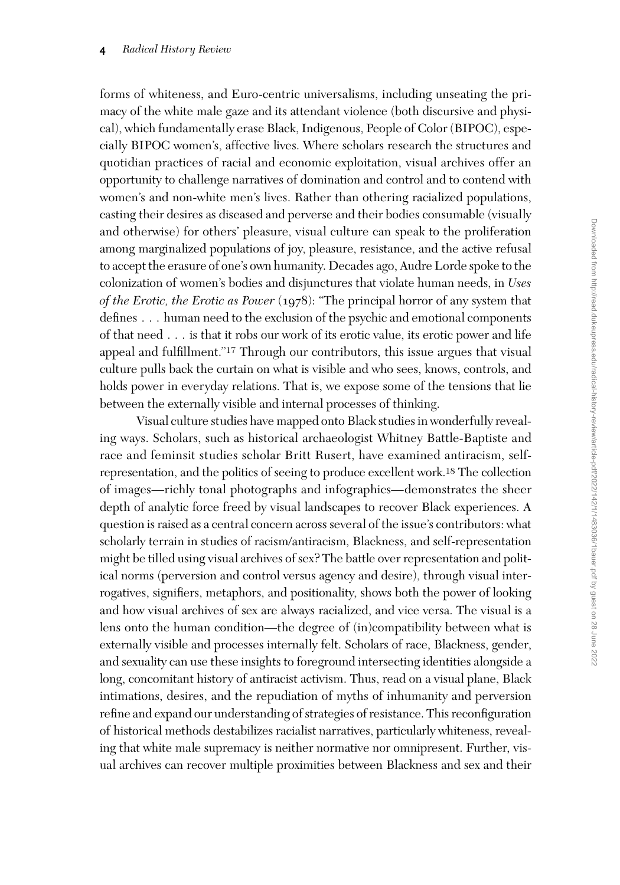forms of whiteness, and Euro-centric universalisms, including unseating the primacy of the white male gaze and its attendant violence (both discursive and physical), which fundamentally erase Black, Indigenous, People of Color (BIPOC), especially BIPOC women's, affective lives. Where scholars research the structures and quotidian practices of racial and economic exploitation, visual archives offer an opportunity to challenge narratives of domination and control and to contend with women's and non-white men's lives. Rather than othering racialized populations, casting their desires as diseased and perverse and their bodies consumable (visually and otherwise) for others' pleasure, visual culture can speak to the proliferation among marginalized populations of joy, pleasure, resistance, and the active refusal to accept the erasure of one's own humanity. Decades ago, Audre Lorde spoke to the colonization of women's bodies and disjunctures that violate human needs, in *Uses of the Erotic, the Erotic as Power* (1978): "The principal horror of any system that defines . . . human need to the exclusion of the psychic and emotional components of that need . . . is that it robs our work of its erotic value, its erotic power and life appeal and fulfillment."[17] Through our contributors, this issue argues that visual culture pulls back the curtain on what is visible and who sees, knows, controls, and holds power in everyday relations. That is, we expose some of the tensions that lie between the externally visible and internal processes of thinking.

Visual culture studies have mapped onto Black studies in wonderfully revealing ways. Scholars, such as historical archaeologist Whitney Battle-Baptiste and race and feminsit studies scholar Britt Rusert, have examined antiracism, self-representation, and the politics of seeing to produce excellent work.[18] The collection of images—richly tonal photographs and infographics—demonstrates the sheer depth of analytic force freed by visual landscapes to recover Black experiences. A question is raised as a central concern across several of the issue's contributors: what scholarly terrain in studies of racism/antiracism, Blackness, and self-representation might be tilled using visual archives of sex? The battle over representation and political norms (perversion and control versus agency and desire), through visual interrogatives, signifiers, metaphors, and positionality, shows both the power of looking and how visual archives of sex are always racialized, and vice versa. The visual is a lens onto the human condition—the degree of (in)compatibility between what is externally visible and processes internally felt. Scholars of race, Blackness, gender, and sexuality can use these insights to foreground intersecting identities alongside a long, concomitant history of antiracist activism. Thus, read on a visual plane, Black intimations, desires, and the repudiation of myths of inhumanity and perversion refine and expand our understanding of strategies of resistance. This reconfiguration of historical methods destabilizes racialist narratives, particularly whiteness, revealing that white male supremacy is neither normative nor omnipresent. Further, visual archives can recover multiple proximities between Blackness and sex and their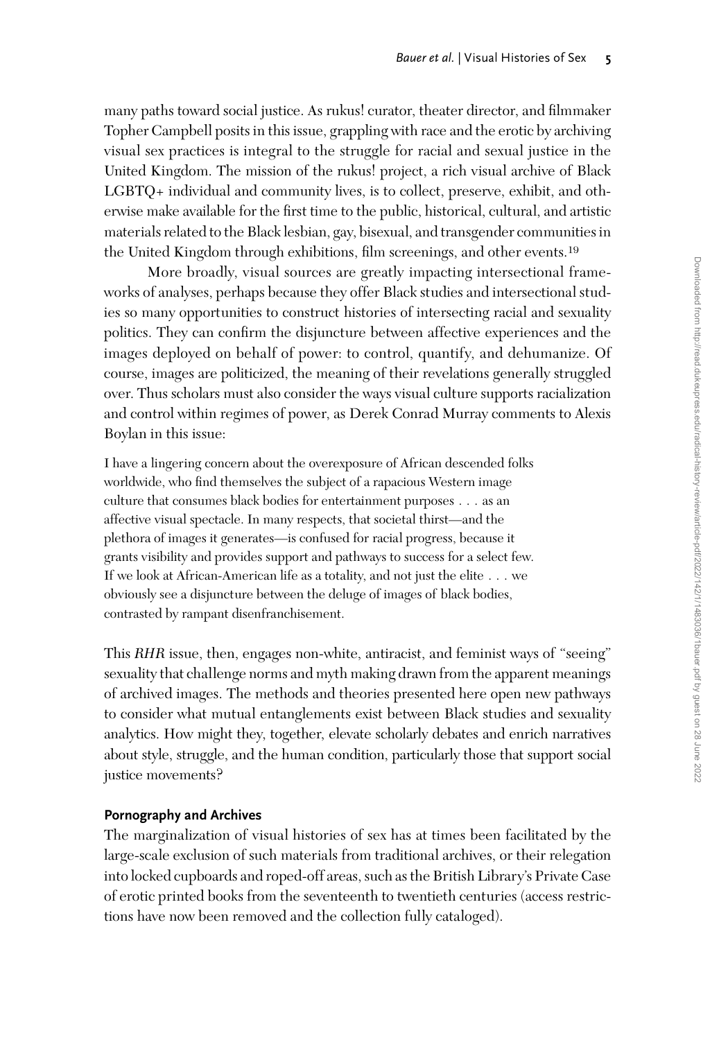many paths toward social justice. As rukus! curator, theater director, and filmmaker Topher Campbell posits in this issue, grappling with race and the erotic by archiving visual sex practices is integral to the struggle for racial and sexual justice in the United Kingdom. The mission of the rukus! project, a rich visual archive of Black LGBTQ+ individual and community lives, is to collect, preserve, exhibit, and otherwise make available for the first time to the public, historical, cultural, and artistic materials related to the Black lesbian, gay, bisexual, and transgender communities in the United Kingdom through exhibitions, film screenings, and other events.[19]

More broadly, visual sources are greatly impacting intersectional frameworks of analyses, perhaps because they offer Black studies and intersectional studies so many opportunities to construct histories of intersecting racial and sexuality politics. They can confirm the disjuncture between affective experiences and the images deployed on behalf of power: to control, quantify, and dehumanize. Of course, images are politicized, the meaning of their revelations generally struggled over. Thus scholars must also consider the ways visual culture supports racialization and control within regimes of power, as Derek Conrad Murray comments to Alexis Boylan in this issue:

> I have a lingering concern about the overexposure of African descended folks worldwide, who find themselves the subject of a rapacious Western image culture that consumes black bodies for entertainment purposes . . . as an affective visual spectacle. In many respects, that societal thirst—and the plethora of images it generates—is confused for racial progress, because it grants visibility and provides support and pathways to success for a select few. If we look at African-American life as a totality, and not just the elite . . . we obviously see a disjuncture between the deluge of images of black bodies, contrasted by rampant disenfranchisement.

This *RHR* issue, then, engages non-white, antiracist, and feminist ways of "seeing" sexuality that challenge norms and myth making drawn from the apparent meanings of archived images. The methods and theories presented here open new pathways to consider what mutual entanglements exist between Black studies and sexuality analytics. How might they, together, elevate scholarly debates and enrich narratives about style, struggle, and the human condition, particularly those that support social justice movements?

## Pornography and Archives

The marginalization of visual histories of sex has at times been facilitated by the large-scale exclusion of such materials from traditional archives, or their relegation into locked cupboards and roped-off areas, such as the British Library's Private Case of erotic printed books from the seventeenth to twentieth centuries (access restrictions have now been removed and the collection fully cataloged).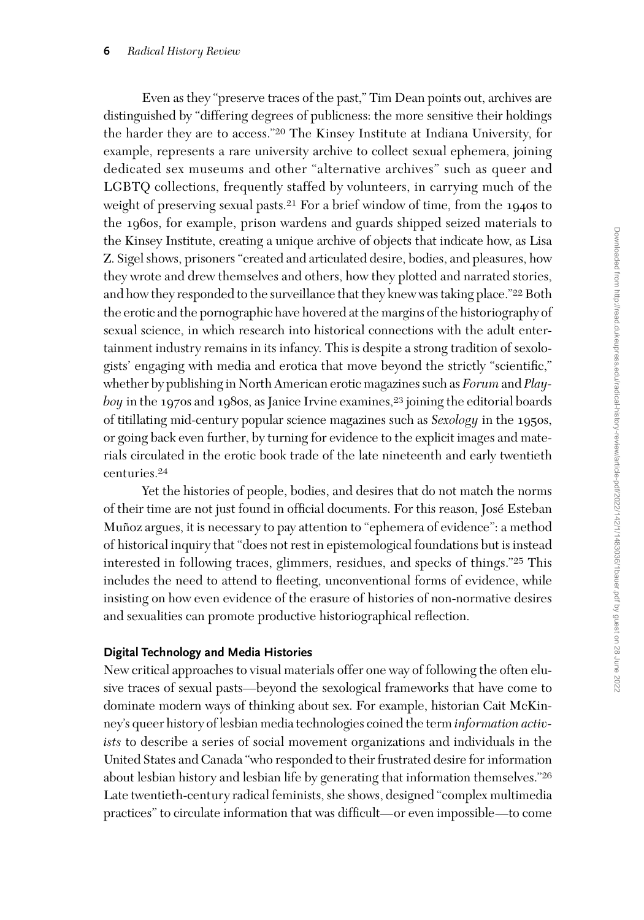Even as they "preserve traces of the past," Tim Dean points out, archives are distinguished by "differing degrees of publicness: the more sensitive their holdings the harder they are to access."[20] The Kinsey Institute at Indiana University, for example, represents a rare university archive to collect sexual ephemera, joining dedicated sex museums and other "alternative archives" such as queer and LGBTQ collections, frequently staffed by volunteers, in carrying much of the weight of preserving sexual pasts.[21] For a brief window of time, from the 1940s to the 1960s, for example, prison wardens and guards shipped seized materials to the Kinsey Institute, creating a unique archive of objects that indicate how, as Lisa Z. Sigel shows, prisoners "created and articulated desire, bodies, and pleasures, how they wrote and drew themselves and others, how they plotted and narrated stories, and how they responded to the surveillance that they knew was taking place."[22] Both the erotic and the pornographic have hovered at the margins of the historiography of sexual science, in which research into historical connections with the adult entertainment industry remains in its infancy. This is despite a strong tradition of sexologists' engaging with media and erotica that move beyond the strictly "scientific," whether by publishing in North American erotic magazines such as *Forum* and *Playboy* in the 1970s and 1980s, as Janice Irvine examines,[23] joining the editorial boards of titillating mid-century popular science magazines such as *Sexology* in the 1950s, or going back even further, by turning for evidence to the explicit images and materials circulated in the erotic book trade of the late nineteenth and early twentieth centuries.[24]

Yet the histories of people, bodies, and desires that do not match the norms of their time are not just found in official documents. For this reason, José Esteban Muñoz argues, it is necessary to pay attention to "ephemera of evidence": a method of historical inquiry that "does not rest in epistemological foundations but is instead interested in following traces, glimmers, residues, and specks of things."[25] This includes the need to attend to fleeting, unconventional forms of evidence, while insisting on how even evidence of the erasure of histories of non-normative desires and sexualities can promote productive historiographical reflection.

## Digital Technology and Media Histories

New critical approaches to visual materials offer one way of following the often elusive traces of sexual pasts—beyond the sexological frameworks that have come to dominate modern ways of thinking about sex. For example, historian Cait McKinney's queer history of lesbian media technologies coined the term *information activists* to describe a series of social movement organizations and individuals in the United States and Canada "who responded to their frustrated desire for information about lesbian history and lesbian life by generating that information themselves."[26] Late twentieth-century radical feminists, she shows, designed "complex multimedia practices" to circulate information that was difficult—or even impossible—to come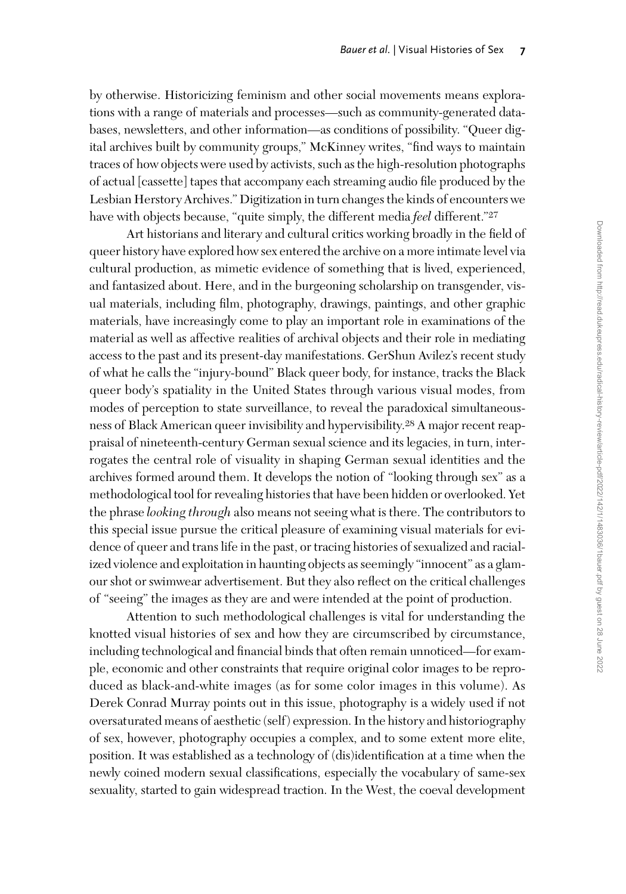by otherwise. Historicizing feminism and other social movements means explorations with a range of materials and processes—such as community-generated databases, newsletters, and other information—as conditions of possibility. "Queer digital archives built by community groups," McKinney writes, "find ways to maintain traces of how objects were used by activists, such as the high-resolution photographs of actual [cassette] tapes that accompany each streaming audio file produced by the Lesbian Herstory Archives." Digitization in turn changes the kinds of encounters we have with objects because, "quite simply, the different media *feel* different."[27]

Art historians and literary and cultural critics working broadly in the field of queer history have explored how sex entered the archive on a more intimate level via cultural production, as mimetic evidence of something that is lived, experienced, and fantasized about. Here, and in the burgeoning scholarship on transgender, visual materials, including film, photography, drawings, paintings, and other graphic materials, have increasingly come to play an important role in examinations of the material as well as affective realities of archival objects and their role in mediating access to the past and its present-day manifestations. GerShun Avilez's recent study of what he calls the "injury-bound" Black queer body, for instance, tracks the Black queer body's spatiality in the United States through various visual modes, from modes of perception to state surveillance, to reveal the paradoxical simultaneousness of Black American queer invisibility and hypervisibility.[28] A major recent reappraisal of nineteenth-century German sexual science and its legacies, in turn, interrogates the central role of visuality in shaping German sexual identities and the archives formed around them. It develops the notion of "looking through sex" as a methodological tool for revealing histories that have been hidden or overlooked. Yet the phrase *looking through* also means not seeing what is there. The contributors to this special issue pursue the critical pleasure of examining visual materials for evidence of queer and trans life in the past, or tracing histories of sexualized and racialized violence and exploitation in haunting objects as seemingly "innocent" as a glamour shot or swimwear advertisement. But they also reflect on the critical challenges of "seeing" the images as they are and were intended at the point of production.

Attention to such methodological challenges is vital for understanding the knotted visual histories of sex and how they are circumscribed by circumstance, including technological and financial binds that often remain unnoticed—for example, economic and other constraints that require original color images to be reproduced as black-and-white images (as for some color images in this volume). As Derek Conrad Murray points out in this issue, photography is a widely used if not oversaturated means of aesthetic (self) expression. In the history and historiography of sex, however, photography occupies a complex, and to some extent more elite, position. It was established as a technology of (dis)identification at a time when the newly coined modern sexual classifications, especially the vocabulary of same-sex sexuality, started to gain widespread traction. In the West, the coeval development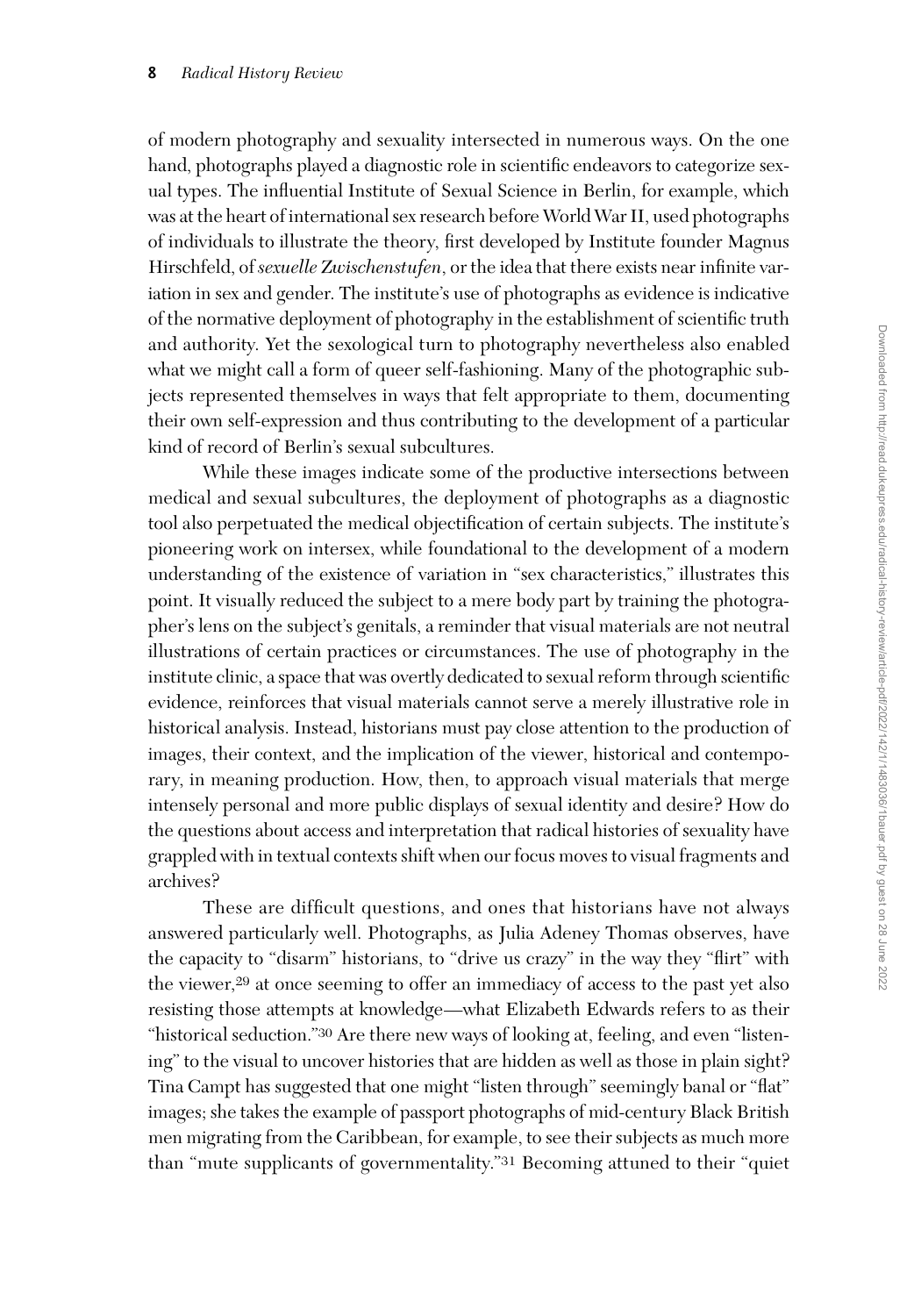of modern photography and sexuality intersected in numerous ways. On the one hand, photographs played a diagnostic role in scientific endeavors to categorize sexual types. The influential Institute of Sexual Science in Berlin, for example, which was at the heart of international sex research before World War II, used photographs of individuals to illustrate the theory, first developed by Institute founder Magnus Hirschfeld, of *sexuelle Zwischenstufen*, or the idea that there exists near infinite variation in sex and gender. The institute's use of photographs as evidence is indicative of the normative deployment of photography in the establishment of scientific truth and authority. Yet the sexological turn to photography nevertheless also enabled what we might call a form of queer self-fashioning. Many of the photographic subjects represented themselves in ways that felt appropriate to them, documenting their own self-expression and thus contributing to the development of a particular kind of record of Berlin's sexual subcultures.

While these images indicate some of the productive intersections between medical and sexual subcultures, the deployment of photographs as a diagnostic tool also perpetuated the medical objectification of certain subjects. The institute's pioneering work on intersex, while foundational to the development of a modern understanding of the existence of variation in "sex characteristics," illustrates this point. It visually reduced the subject to a mere body part by training the photographer's lens on the subject's genitals, a reminder that visual materials are not neutral illustrations of certain practices or circumstances. The use of photography in the institute clinic, a space that was overtly dedicated to sexual reform through scientific evidence, reinforces that visual materials cannot serve a merely illustrative role in historical analysis. Instead, historians must pay close attention to the production of images, their context, and the implication of the viewer, historical and contemporary, in meaning production. How, then, to approach visual materials that merge intensely personal and more public displays of sexual identity and desire? How do the questions about access and interpretation that radical histories of sexuality have grappled with in textual contexts shift when our focus moves to visual fragments and archives?

These are difficult questions, and ones that historians have not always answered particularly well. Photographs, as Julia Adeney Thomas observes, have the capacity to "disarm" historians, to "drive us crazy" in the way they "flirt" with the viewer,[29] at once seeming to offer an immediacy of access to the past yet also resisting those attempts at knowledge—what Elizabeth Edwards refers to as their "historical seduction."[30] Are there new ways of looking at, feeling, and even "listening" to the visual to uncover histories that are hidden as well as those in plain sight? Tina Campt has suggested that one might "listen through" seemingly banal or "flat" images; she takes the example of passport photographs of mid-century Black British men migrating from the Caribbean, for example, to see their subjects as much more than "mute supplicants of governmentality."[31] Becoming attuned to their "quiet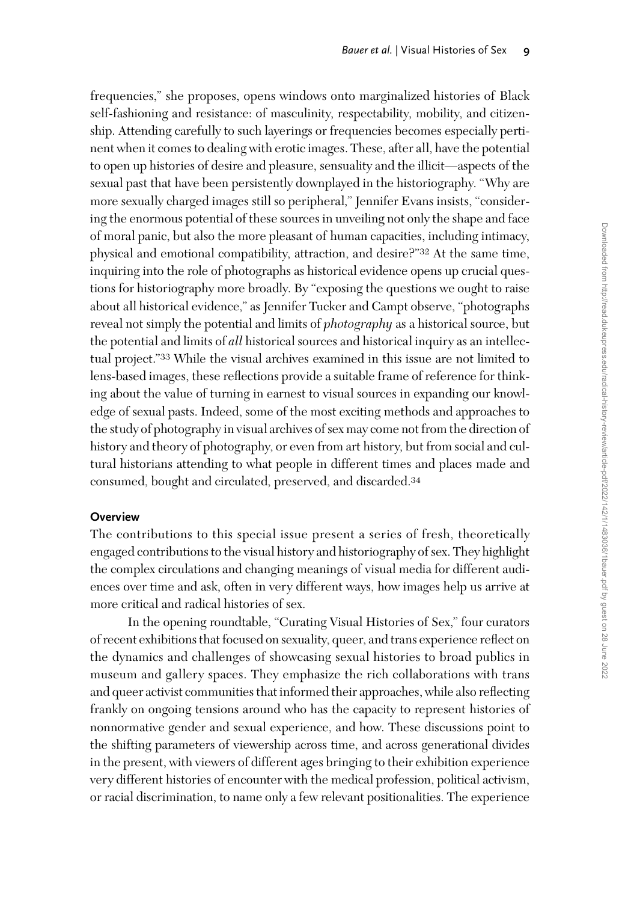frequencies," she proposes, opens windows onto marginalized histories of Black self-fashioning and resistance: of masculinity, respectability, mobility, and citizenship. Attending carefully to such layerings or frequencies becomes especially pertinent when it comes to dealing with erotic images. These, after all, have the potential to open up histories of desire and pleasure, sensuality and the illicit—aspects of the sexual past that have been persistently downplayed in the historiography. "Why are more sexually charged images still so peripheral," Jennifer Evans insists, "considering the enormous potential of these sources in unveiling not only the shape and face of moral panic, but also the more pleasant of human capacities, including intimacy, physical and emotional compatibility, attraction, and desire?"[32] At the same time, inquiring into the role of photographs as historical evidence opens up crucial questions for historiography more broadly. By "exposing the questions we ought to raise about all historical evidence," as Jennifer Tucker and Campt observe, "photographs reveal not simply the potential and limits of *photography* as a historical source, but the potential and limits of *all* historical sources and historical inquiry as an intellectual project."[33] While the visual archives examined in this issue are not limited to lens-based images, these reflections provide a suitable frame of reference for thinking about the value of turning in earnest to visual sources in expanding our knowledge of sexual pasts. Indeed, some of the most exciting methods and approaches to the study of photography in visual archives of sex may come not from the direction of history and theory of photography, or even from art history, but from social and cultural historians attending to what people in different times and places made and consumed, bought and circulated, preserved, and discarded.[34]

## Overview

The contributions to this special issue present a series of fresh, theoretically engaged contributions to the visual history and historiography of sex. They highlight the complex circulations and changing meanings of visual media for different audiences over time and ask, often in very different ways, how images help us arrive at more critical and radical histories of sex.

In the opening roundtable, "Curating Visual Histories of Sex," four curators of recent exhibitions that focused on sexuality, queer, and trans experience reflect on the dynamics and challenges of showcasing sexual histories to broad publics in museum and gallery spaces. They emphasize the rich collaborations with trans and queer activist communities that informed their approaches, while also reflecting frankly on ongoing tensions around who has the capacity to represent histories of nonnormative gender and sexual experience, and how. These discussions point to the shifting parameters of viewership across time, and across generational divides in the present, with viewers of different ages bringing to their exhibition experience very different histories of encounter with the medical profession, political activism, or racial discrimination, to name only a few relevant positionalities. The experience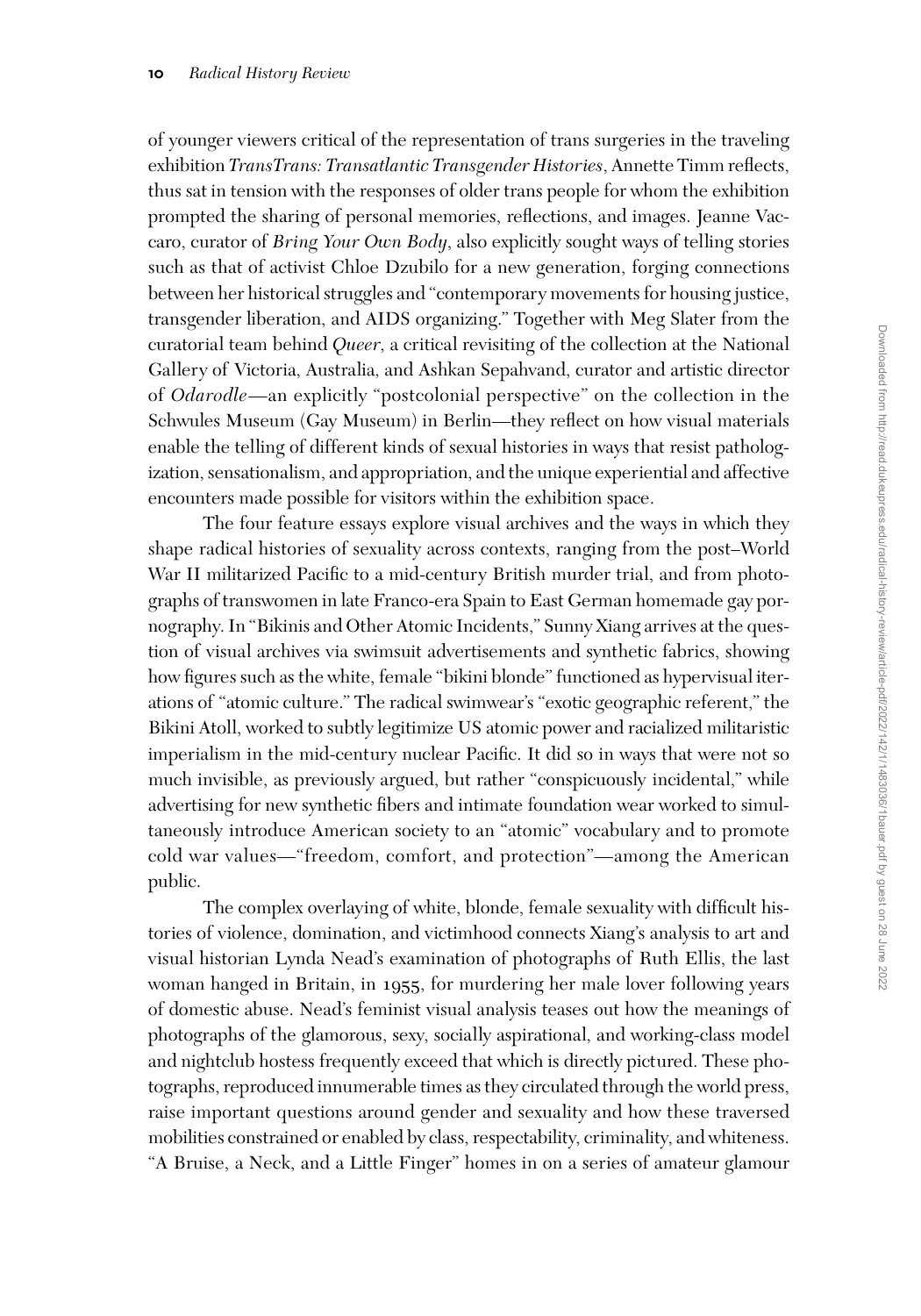of younger viewers critical of the representation of trans surgeries in the traveling exhibition *TransTrans: Transatlantic Transgender Histories*, Annette Timm reflects, thus sat in tension with the responses of older trans people for whom the exhibition prompted the sharing of personal memories, reflections, and images. Jeanne Vaccaro, curator of *Bring Your Own Body*, also explicitly sought ways of telling stories such as that of activist Chloe Dzubilo for a new generation, forging connections between her historical struggles and "contemporary movements for housing justice, transgender liberation, and AIDS organizing." Together with Meg Slater from the curatorial team behind *Queer*, a critical revisiting of the collection at the National Gallery of Victoria, Australia, and Ashkan Sepahvand, curator and artistic director of *Odarodle*—an explicitly "postcolonial perspective" on the collection in the Schwules Museum (Gay Museum) in Berlin—they reflect on how visual materials enable the telling of different kinds of sexual histories in ways that resist pathologization, sensationalism, and appropriation, and the unique experiential and affective encounters made possible for visitors within the exhibition space.

The four feature essays explore visual archives and the ways in which they shape radical histories of sexuality across contexts, ranging from the post–World War II militarized Pacific to a mid-century British murder trial, and from photographs of transwomen in late Franco-era Spain to East German homemade gay pornography. In "Bikinis and Other Atomic Incidents," Sunny Xiang arrives at the question of visual archives via swimsuit advertisements and synthetic fabrics, showing how figures such as the white, female "bikini blonde" functioned as hypervisual iterations of "atomic culture." The radical swimwear's "exotic geographic referent," the Bikini Atoll, worked to subtly legitimize US atomic power and racialized militaristic imperialism in the mid-century nuclear Pacific. It did so in ways that were not so much invisible, as previously argued, but rather "conspicuously incidental," while advertising for new synthetic fibers and intimate foundation wear worked to simultaneously introduce American society to an "atomic" vocabulary and to promote cold war values—"freedom, comfort, and protection"—among the American public.

The complex overlaying of white, blonde, female sexuality with difficult histories of violence, domination, and victimhood connects Xiang's analysis to art and visual historian Lynda Nead's examination of photographs of Ruth Ellis, the last woman hanged in Britain, in 1955, for murdering her male lover following years of domestic abuse. Nead's feminist visual analysis teases out how the meanings of photographs of the glamorous, sexy, socially aspirational, and working-class model and nightclub hostess frequently exceed that which is directly pictured. These photographs, reproduced innumerable times as they circulated through the world press, raise important questions around gender and sexuality and how these traversed mobilities constrained or enabled by class, respectability, criminality, and whiteness. "A Bruise, a Neck, and a Little Finger" homes in on a series of amateur glamour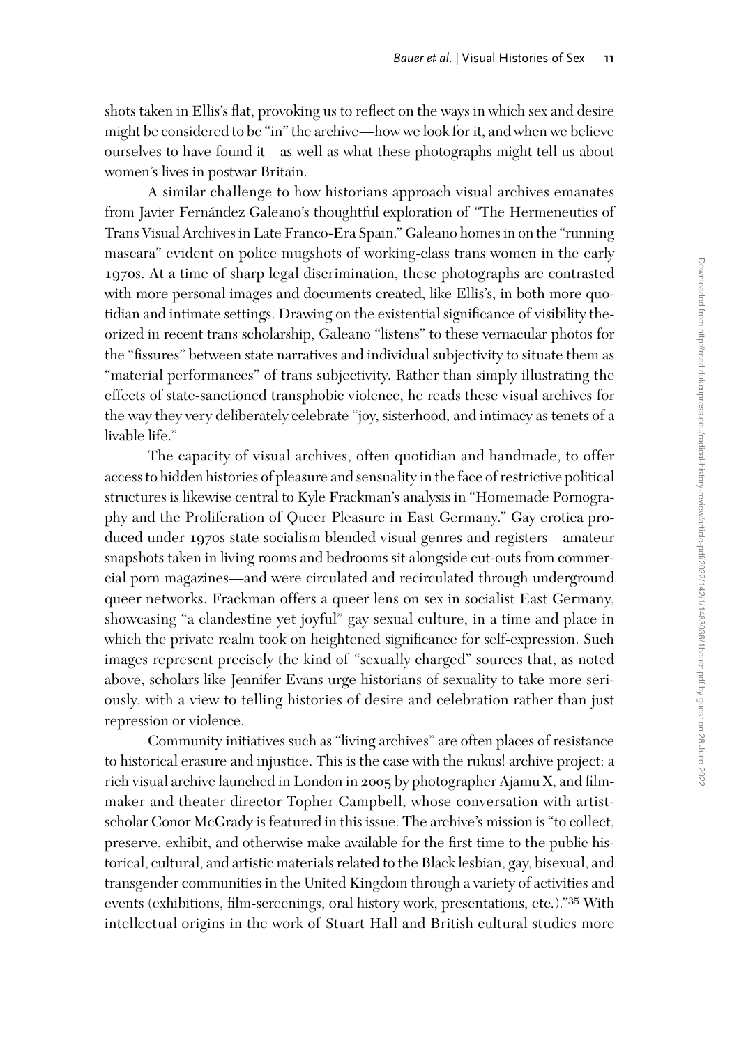shots taken in Ellis's flat, provoking us to reflect on the ways in which sex and desire might be considered to be "in" the archive—how we look for it, and when we believe ourselves to have found it—as well as what these photographs might tell us about women's lives in postwar Britain.

A similar challenge to how historians approach visual archives emanates from Javier Fernández Galeano's thoughtful exploration of "The Hermeneutics of Trans Visual Archives in Late Franco-Era Spain." Galeano homes in on the "running mascara" evident on police mugshots of working-class trans women in the early 1970s. At a time of sharp legal discrimination, these photographs are contrasted with more personal images and documents created, like Ellis's, in both more quotidian and intimate settings. Drawing on the existential significance of visibility theorized in recent trans scholarship, Galeano "listens" to these vernacular photos for the "fissures" between state narratives and individual subjectivity to situate them as "material performances" of trans subjectivity. Rather than simply illustrating the effects of state-sanctioned transphobic violence, he reads these visual archives for the way they very deliberately celebrate "joy, sisterhood, and intimacy as tenets of a livable life."

The capacity of visual archives, often quotidian and handmade, to offer access to hidden histories of pleasure and sensuality in the face of restrictive political structures is likewise central to Kyle Frackman's analysis in "Homemade Pornography and the Proliferation of Queer Pleasure in East Germany." Gay erotica produced under 1970s state socialism blended visual genres and registers—amateur snapshots taken in living rooms and bedrooms sit alongside cut-outs from commercial porn magazines—and were circulated and recirculated through underground queer networks. Frackman offers a queer lens on sex in socialist East Germany, showcasing "a clandestine yet joyful" gay sexual culture, in a time and place in which the private realm took on heightened significance for self-expression. Such images represent precisely the kind of "sexually charged" sources that, as noted above, scholars like Jennifer Evans urge historians of sexuality to take more seriously, with a view to telling histories of desire and celebration rather than just repression or violence.

Community initiatives such as "living archives" are often places of resistance to historical erasure and injustice. This is the case with the rukus! archive project: a rich visual archive launched in London in 2005 by photographer Ajamu X, and filmmaker and theater director Topher Campbell, whose conversation with artist-scholar Conor McGrady is featured in this issue. The archive's mission is "to collect, preserve, exhibit, and otherwise make available for the first time to the public historical, cultural, and artistic materials related to the Black lesbian, gay, bisexual, and transgender communities in the United Kingdom through a variety of activities and events (exhibitions, film-screenings, oral history work, presentations, etc.)."[35] With intellectual origins in the work of Stuart Hall and British cultural studies more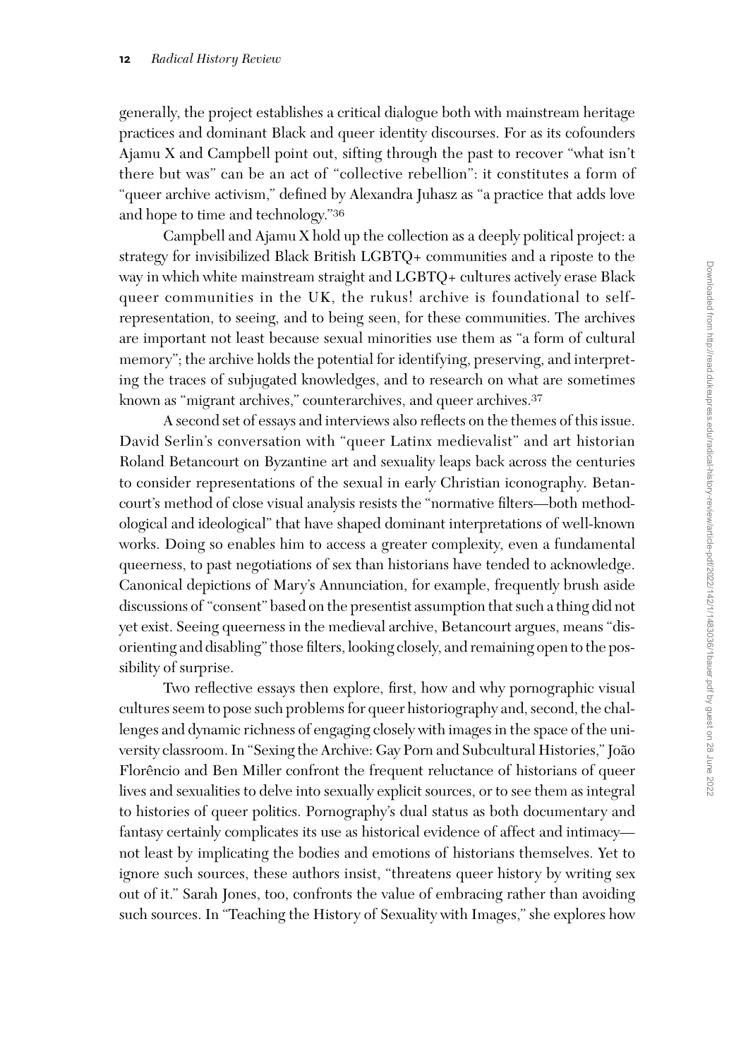generally, the project establishes a critical dialogue both with mainstream heritage practices and dominant Black and queer identity discourses. For as its cofounders Ajamu X and Campbell point out, sifting through the past to recover "what isn't there but was" can be an act of "collective rebellion": it constitutes a form of "queer archive activism," defined by Alexandra Juhasz as "a practice that adds love and hope to time and technology."[36]

Campbell and Ajamu X hold up the collection as a deeply political project: a strategy for invisibilized Black British LGBTQ+ communities and a riposte to the way in which white mainstream straight and LGBTQ+ cultures actively erase Black queer communities in the UK, the rukus! archive is foundational to self-representation, to seeing, and to being seen, for these communities. The archives are important not least because sexual minorities use them as "a form of cultural memory"; the archive holds the potential for identifying, preserving, and interpreting the traces of subjugated knowledges, and to research on what are sometimes known as "migrant archives," counterarchives, and queer archives.[37]

A second set of essays and interviews also reflects on the themes of this issue. David Serlin's conversation with "queer Latinx medievalist" and art historian Roland Betancourt on Byzantine art and sexuality leaps back across the centuries to consider representations of the sexual in early Christian iconography. Betancourt's method of close visual analysis resists the "normative filters—both methodological and ideological" that have shaped dominant interpretations of well-known works. Doing so enables him to access a greater complexity, even a fundamental queerness, to past negotiations of sex than historians have tended to acknowledge. Canonical depictions of Mary's Annunciation, for example, frequently brush aside discussions of "consent" based on the presentist assumption that such a thing did not yet exist. Seeing queerness in the medieval archive, Betancourt argues, means "disorienting and disabling" those filters, looking closely, and remaining open to the possibility of surprise.

Two reflective essays then explore, first, how and why pornographic visual cultures seem to pose such problems for queer historiography and, second, the challenges and dynamic richness of engaging closely with images in the space of the university classroom. In "Sexing the Archive: Gay Porn and Subcultural Histories," João Florêncio and Ben Miller confront the frequent reluctance of historians of queer lives and sexualities to delve into sexually explicit sources, or to see them as integral to histories of queer politics. Pornography's dual status as both documentary and fantasy certainly complicates its use as historical evidence of affect and intimacy—not least by implicating the bodies and emotions of historians themselves. Yet to ignore such sources, these authors insist, "threatens queer history by writing sex out of it." Sarah Jones, too, confronts the value of embracing rather than avoiding such sources. In "Teaching the History of Sexuality with Images," she explores how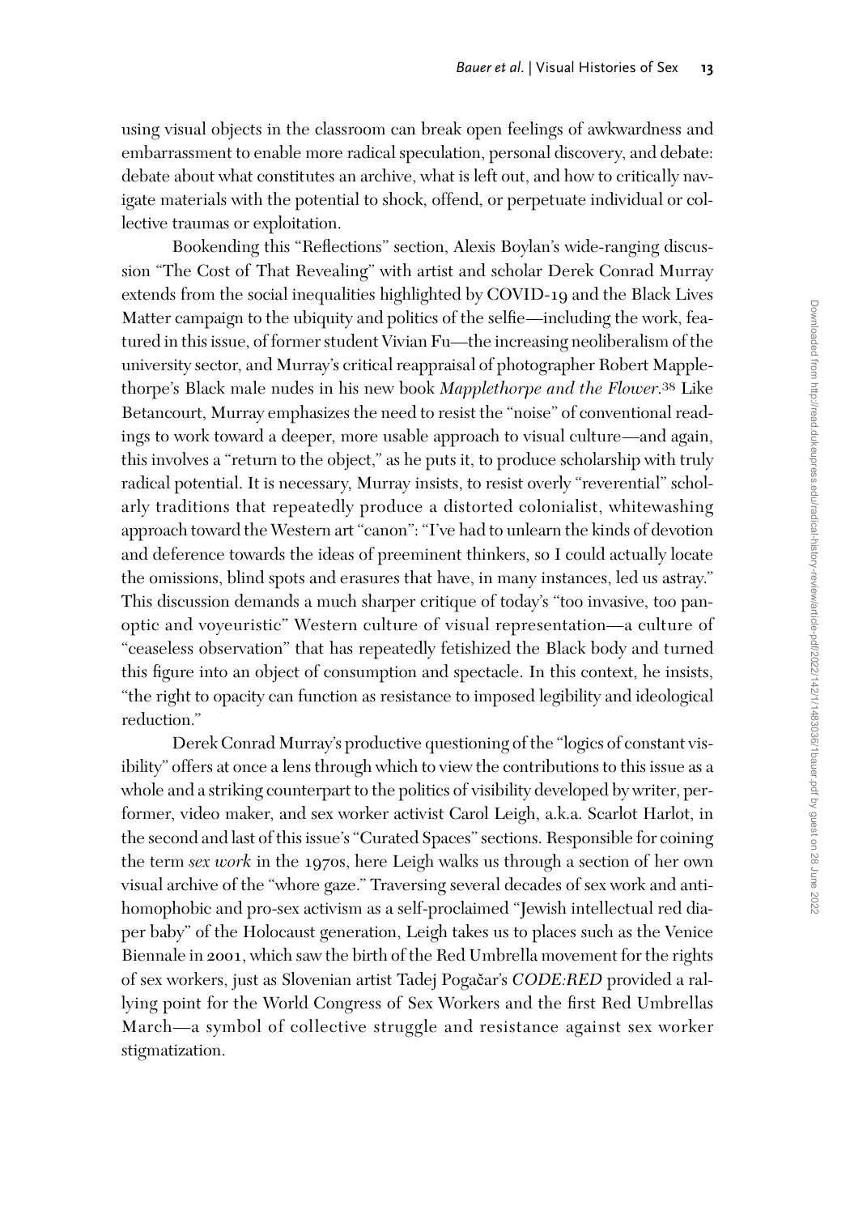using visual objects in the classroom can break open feelings of awkwardness and embarrassment to enable more radical speculation, personal discovery, and debate: debate about what constitutes an archive, what is left out, and how to critically navigate materials with the potential to shock, offend, or perpetuate individual or collective traumas or exploitation.

Bookending this "Reflections" section, Alexis Boylan's wide-ranging discussion "The Cost of That Revealing" with artist and scholar Derek Conrad Murray extends from the social inequalities highlighted by COVID-19 and the Black Lives Matter campaign to the ubiquity and politics of the selfie—including the work, featured in this issue, of former student Vivian Fu—the increasing neoliberalism of the university sector, and Murray's critical reappraisal of photographer Robert Mapplethorpe's Black male nudes in his new book *Mapplethorpe and the Flower*.[38] Like Betancourt, Murray emphasizes the need to resist the "noise" of conventional readings to work toward a deeper, more usable approach to visual culture—and again, this involves a "return to the object," as he puts it, to produce scholarship with truly radical potential. It is necessary, Murray insists, to resist overly "reverential" scholarly traditions that repeatedly produce a distorted colonialist, whitewashing approach toward the Western art "canon": "I've had to unlearn the kinds of devotion and deference towards the ideas of preeminent thinkers, so I could actually locate the omissions, blind spots and erasures that have, in many instances, led us astray." This discussion demands a much sharper critique of today's "too invasive, too panoptic and voyeuristic" Western culture of visual representation—a culture of "ceaseless observation" that has repeatedly fetishized the Black body and turned this figure into an object of consumption and spectacle. In this context, he insists, "the right to opacity can function as resistance to imposed legibility and ideological reduction."

Derek Conrad Murray's productive questioning of the "logics of constant visibility" offers at once a lens through which to view the contributions to this issue as a whole and a striking counterpart to the politics of visibility developed by writer, performer, video maker, and sex worker activist Carol Leigh, a.k.a. Scarlot Harlot, in the second and last of this issue's "Curated Spaces" sections. Responsible for coining the term *sex work* in the 1970s, here Leigh walks us through a section of her own visual archive of the "whore gaze." Traversing several decades of sex work and antihomophobic and pro-sex activism as a self-proclaimed "Jewish intellectual red diaper baby" of the Holocaust generation, Leigh takes us to places such as the Venice Biennale in 2001, which saw the birth of the Red Umbrella movement for the rights of sex workers, just as Slovenian artist Tadej Pogačar's *CODE:RED* provided a rallying point for the World Congress of Sex Workers and the first Red Umbrellas March—a symbol of collective struggle and resistance against sex worker stigmatization.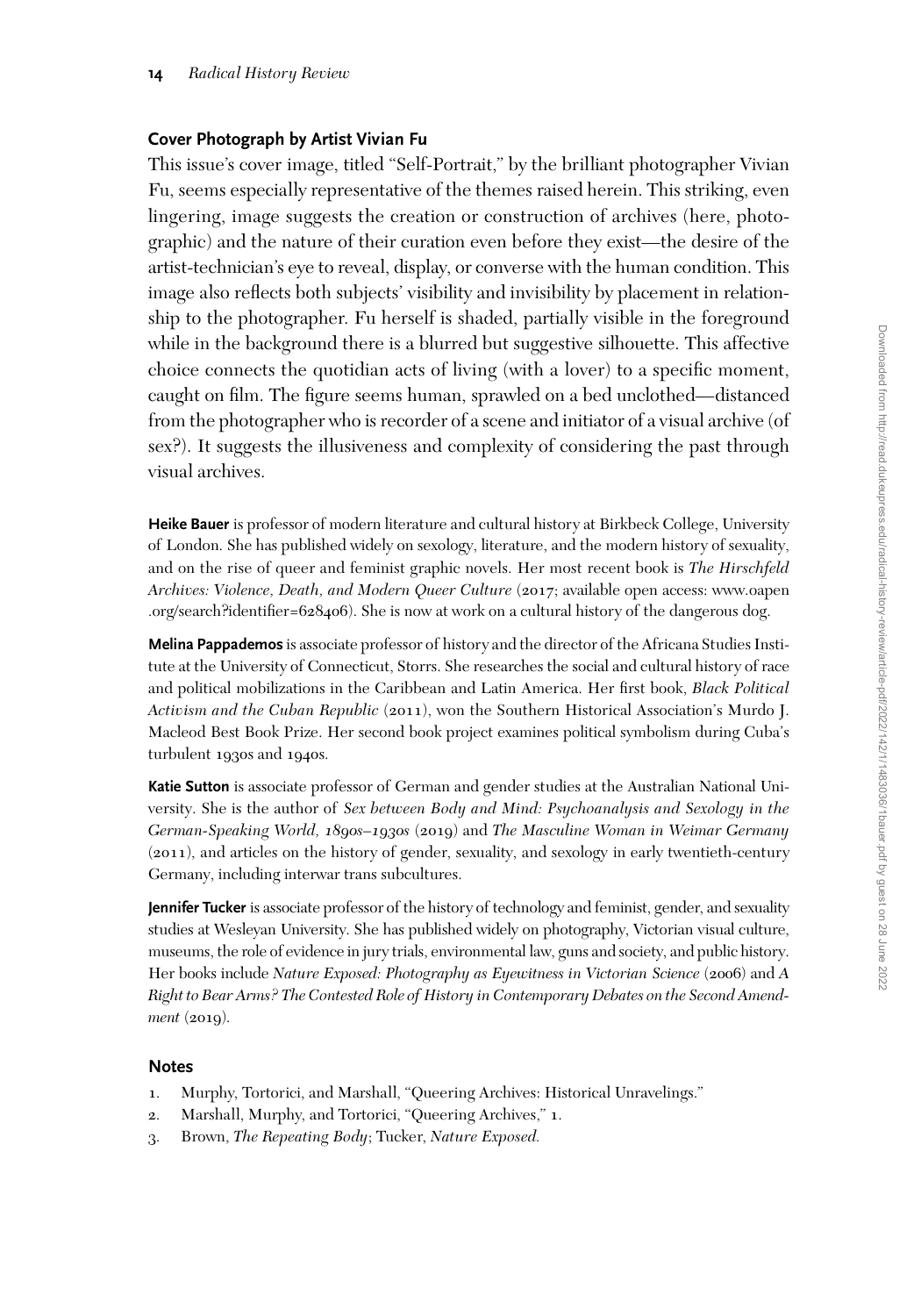### Cover Photograph by Artist Vivian Fu

This issue's cover image, titled "Self-Portrait," by the brilliant photographer Vivian Fu, seems especially representative of the themes raised herein. This striking, even lingering, image suggests the creation or construction of archives (here, photographic) and the nature of their curation even before they exist—the desire of the artist-technician's eye to reveal, display, or converse with the human condition. This image also reflects both subjects' visibility and invisibility by placement in relationship to the photographer. Fu herself is shaded, partially visible in the foreground while in the background there is a blurred but suggestive silhouette. This affective choice connects the quotidian acts of living (with a lover) to a specific moment, caught on film. The figure seems human, sprawled on a bed unclothed—distanced from the photographer who is recorder of a scene and initiator of a visual archive (of sex?). It suggests the illusiveness and complexity of considering the past through visual archives.

**Heike Bauer** is professor of modern literature and cultural history at Birkbeck College, University of London. She has published widely on sexology, literature, and the modern history of sexuality, and on the rise of queer and feminist graphic novels. Her most recent book is *The Hirschfeld Archives: Violence, Death, and Modern Queer Culture* (2017; available open access: www.oapen.org/search?identifier=628406). She is now at work on a cultural history of the dangerous dog.

**Melina Pappademos** is associate professor of history and the director of the Africana Studies Institute at the University of Connecticut, Storrs. She researches the social and cultural history of race and political mobilizations in the Caribbean and Latin America. Her first book, *Black Political Activism and the Cuban Republic* (2011), won the Southern Historical Association's Murdo J. Macleod Best Book Prize. Her second book project examines political symbolism during Cuba's turbulent 1930s and 1940s.

**Katie Sutton** is associate professor of German and gender studies at the Australian National University. She is the author of *Sex between Body and Mind: Psychoanalysis and Sexology in the German-Speaking World, 1890s–1930s* (2019) and *The Masculine Woman in Weimar Germany* (2011), and articles on the history of gender, sexuality, and sexology in early twentieth-century Germany, including interwar trans subcultures.

**Jennifer Tucker** is associate professor of the history of technology and feminist, gender, and sexuality studies at Wesleyan University. She has published widely on photography, Victorian visual culture, museums, the role of evidence in jury trials, environmental law, guns and society, and public history. Her books include *Nature Exposed: Photography as Eyewitness in Victorian Science* (2006) and *A Right to Bear Arms? The Contested Role of History in Contemporary Debates on the Second Amendment* (2019).

### Notes

1. Murphy, Tortorici, and Marshall, "Queering Archives: Historical Unravelings."
2. Marshall, Murphy, and Tortorici, "Queering Archives," 1.
3. Brown, *The Repeating Body*; Tucker, *Nature Exposed.*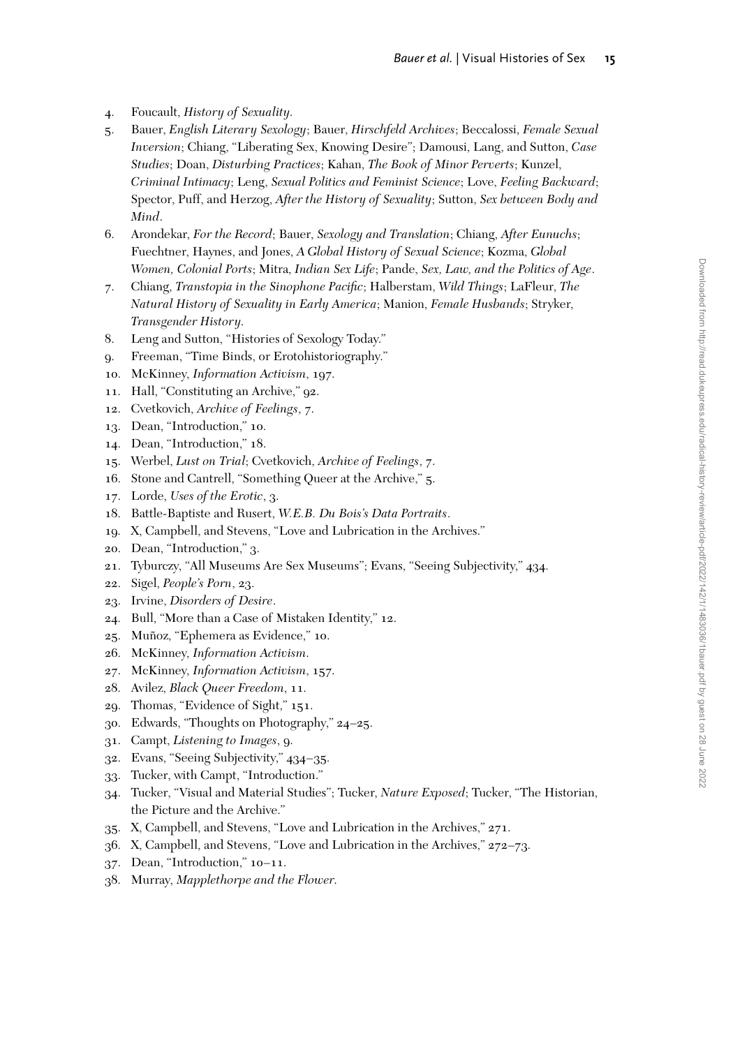4. Foucault, *History of Sexuality*.
5. Bauer, *English Literary Sexology*; Bauer, *Hirschfeld Archives*; Beccalossi, *Female Sexual Inversion*; Chiang, "Liberating Sex, Knowing Desire"; Damousi, Lang, and Sutton, *Case Studies*; Doan, *Disturbing Practices*; Kahan, *The Book of Minor Perverts*; Kunzel, *Criminal Intimacy*; Leng, *Sexual Politics and Feminist Science*; Love, *Feeling Backward*; Spector, Puff, and Herzog, *After the History of Sexuality*; Sutton, *Sex between Body and Mind*.
6. Arondekar, *For the Record*; Bauer, *Sexology and Translation*; Chiang, *After Eunuchs*; Fuechtner, Haynes, and Jones, *A Global History of Sexual Science*; Kozma, *Global Women, Colonial Ports*; Mitra, *Indian Sex Life*; Pande, *Sex, Law, and the Politics of Age*.
7. Chiang, *Transtopia in the Sinophone Pacific*; Halberstam, *Wild Things*; LaFleur, *The Natural History of Sexuality in Early America*; Manion, *Female Husbands*; Stryker, *Transgender History*.
8. Leng and Sutton, "Histories of Sexology Today."
9. Freeman, "Time Binds, or Erotohistoriography."
10. McKinney, *Information Activism*, 197.
11. Hall, "Constituting an Archive," 92.
12. Cvetkovich, *Archive of Feelings*, 7.
13. Dean, "Introduction," 10.
14. Dean, "Introduction," 18.
15. Werbel, *Lust on Trial*; Cvetkovich, *Archive of Feelings*, 7.
16. Stone and Cantrell, "Something Queer at the Archive," 5.
17. Lorde, *Uses of the Erotic*, 3.
18. Battle-Baptiste and Rusert, *W.E.B. Du Bois's Data Portraits*.
19. X, Campbell, and Stevens, "Love and Lubrication in the Archives."
20. Dean, "Introduction," 3.
21. Tyburczy, "All Museums Are Sex Museums"; Evans, "Seeing Subjectivity," 434.
22. Sigel, *People's Porn*, 23.
23. Irvine, *Disorders of Desire*.
24. Bull, "More than a Case of Mistaken Identity," 12.
25. Muñoz, "Ephemera as Evidence," 10.
26. McKinney, *Information Activism*.
27. McKinney, *Information Activism*, 157.
28. Avilez, *Black Queer Freedom*, 11.
29. Thomas, "Evidence of Sight," 151.
30. Edwards, "Thoughts on Photography," 24–25.
31. Campt, *Listening to Images*, 9.
32. Evans, "Seeing Subjectivity," 434–35.
33. Tucker, with Campt, "Introduction."
34. Tucker, "Visual and Material Studies"; Tucker, *Nature Exposed*; Tucker, "The Historian, the Picture and the Archive."
35. X, Campbell, and Stevens, "Love and Lubrication in the Archives," 271.
36. X, Campbell, and Stevens, "Love and Lubrication in the Archives," 272–73.
37. Dean, "Introduction," 10–11.
38. Murray, *Mapplethorpe and the Flower*.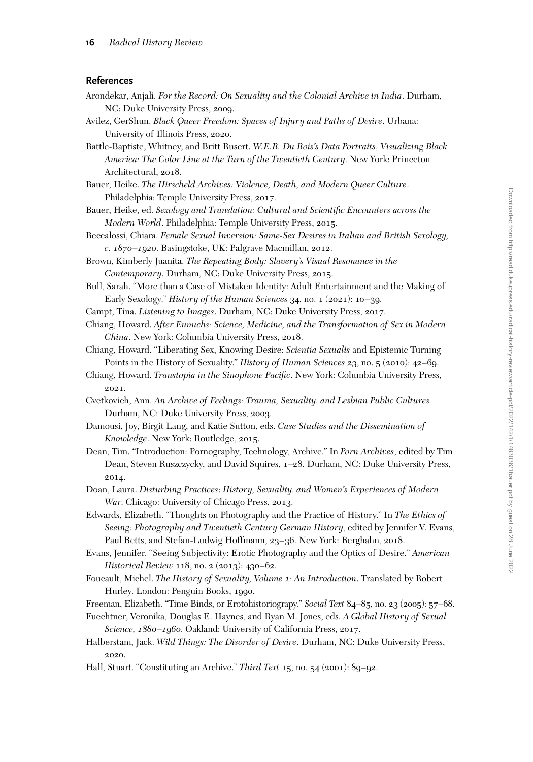## References

Arondekar, Anjali. *For the Record: On Sexuality and the Colonial Archive in India*. Durham, NC: Duke University Press, 2009.

Avilez, GerShun. *Black Queer Freedom: Spaces of Injury and Paths of Desire*. Urbana: University of Illinois Press, 2020.

Battle-Baptiste, Whitney, and Britt Rusert. *W.E.B. Du Bois's Data Portraits, Visualizing Black America: The Color Line at the Turn of the Twentieth Century*. New York: Princeton Architectural, 2018.

Bauer, Heike. *The Hirscheld Archives: Violence, Death, and Modern Queer Culture*. Philadelphia: Temple University Press, 2017.

Bauer, Heike, ed. *Sexology and Translation: Cultural and Scientific Encounters across the Modern World*. Philadelphia: Temple University Press, 2015.

Beccalossi, Chiara. *Female Sexual Inversion: Same-Sex Desires in Italian and British Sexology, c. 1870–1920*. Basingstoke, UK: Palgrave Macmillan, 2012.

Brown, Kimberly Juanita. *The Repeating Body: Slavery's Visual Resonance in the Contemporary*. Durham, NC: Duke University Press, 2015.

Bull, Sarah. "More than a Case of Mistaken Identity: Adult Entertainment and the Making of Early Sexology." *History of the Human Sciences* 34, no. 1 (2021): 10–39.

Campt, Tina. *Listening to Images*. Durham, NC: Duke University Press, 2017.

Chiang, Howard. *After Eunuchs: Science, Medicine, and the Transformation of Sex in Modern China*. New York: Columbia University Press, 2018.

Chiang, Howard. "Liberating Sex, Knowing Desire: *Scientia Sexualis* and Epistemic Turning Points in the History of Sexuality." *History of Human Sciences* 23, no. 5 (2010): 42–69.

Chiang, Howard. *Transtopia in the Sinophone Pacific*. New York: Columbia University Press, 2021.

Cvetkovich, Ann. *An Archive of Feelings: Trauma, Sexuality, and Lesbian Public Cultures.* Durham, NC: Duke University Press, 2003.

Damousi, Joy, Birgit Lang, and Katie Sutton, eds. *Case Studies and the Dissemination of Knowledge*. New York: Routledge, 2015.

Dean, Tim. "Introduction: Pornography, Technology, Archive." In *Porn Archives*, edited by Tim Dean, Steven Ruszczycky, and David Squires, 1–28. Durham, NC: Duke University Press, 2014.

Doan, Laura. *Disturbing Practices: History, Sexuality, and Women's Experiences of Modern War*. Chicago: University of Chicago Press, 2013.

Edwards, Elizabeth. "Thoughts on Photography and the Practice of History." In *The Ethics of Seeing: Photography and Twentieth Century German History*, edited by Jennifer V. Evans, Paul Betts, and Stefan-Ludwig Hoffmann, 23–36. New York: Berghahn, 2018.

Evans, Jennifer. "Seeing Subjectivity: Erotic Photography and the Optics of Desire." *American Historical Review* 118, no. 2 (2013): 430–62.

Foucault, Michel. *The History of Sexuality, Volume 1: An Introduction*. Translated by Robert Hurley. London: Penguin Books, 1990.

Freeman, Elizabeth. "Time Binds, or Erotohistoriograpy." *Social Text* 84–85, no. 23 (2005): 57–68.

Fuechtner, Veronika, Douglas E. Haynes, and Ryan M. Jones, eds. *A Global History of Sexual Science, 1880–1960*. Oakland: University of California Press, 2017.

Halberstam, Jack. *Wild Things: The Disorder of Desire*. Durham, NC: Duke University Press, 2020.

Hall, Stuart. "Constituting an Archive." *Third Text* 15, no. 54 (2001): 89–92.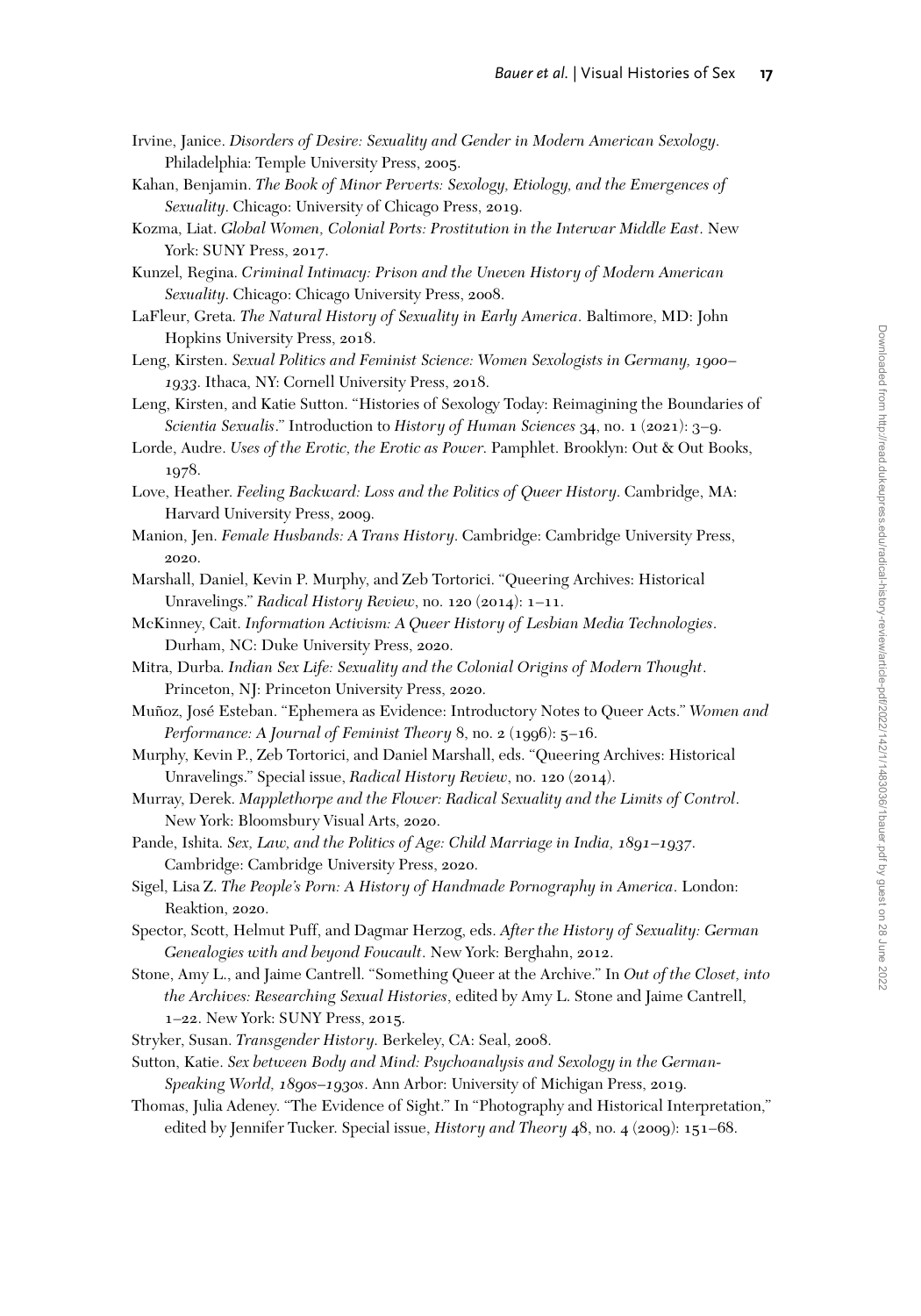Irvine, Janice. *Disorders of Desire: Sexuality and Gender in Modern American Sexology*. Philadelphia: Temple University Press, 2005.

Kahan, Benjamin. *The Book of Minor Perverts: Sexology, Etiology, and the Emergences of Sexuality*. Chicago: University of Chicago Press, 2019.

Kozma, Liat. *Global Women, Colonial Ports: Prostitution in the Interwar Middle East*. New York: SUNY Press, 2017.

Kunzel, Regina. *Criminal Intimacy: Prison and the Uneven History of Modern American Sexuality*. Chicago: Chicago University Press, 2008.

LaFleur, Greta. *The Natural History of Sexuality in Early America*. Baltimore, MD: John Hopkins University Press, 2018.

Leng, Kirsten. *Sexual Politics and Feminist Science: Women Sexologists in Germany, 1900–1933*. Ithaca, NY: Cornell University Press, 2018.

Leng, Kirsten, and Katie Sutton. "Histories of Sexology Today: Reimagining the Boundaries of *Scientia Sexualis*." Introduction to *History of Human Sciences* 34, no. 1 (2021): 3–9.

Lorde, Audre. *Uses of the Erotic, the Erotic as Power*. Pamphlet. Brooklyn: Out & Out Books, 1978.

Love, Heather. *Feeling Backward: Loss and the Politics of Queer History*. Cambridge, MA: Harvard University Press, 2009.

Manion, Jen. *Female Husbands: A Trans History*. Cambridge: Cambridge University Press, 2020.

Marshall, Daniel, Kevin P. Murphy, and Zeb Tortorici. "Queering Archives: Historical Unravelings." *Radical History Review*, no. 120 (2014): 1–11.

McKinney, Cait. *Information Activism: A Queer History of Lesbian Media Technologies*. Durham, NC: Duke University Press, 2020.

Mitra, Durba. *Indian Sex Life: Sexuality and the Colonial Origins of Modern Thought*. Princeton, NJ: Princeton University Press, 2020.

Muñoz, José Esteban. "Ephemera as Evidence: Introductory Notes to Queer Acts." *Women and Performance: A Journal of Feminist Theory* 8, no. 2 (1996): 5–16.

Murphy, Kevin P., Zeb Tortorici, and Daniel Marshall, eds. "Queering Archives: Historical Unravelings." Special issue, *Radical History Review*, no. 120 (2014).

Murray, Derek. *Mapplethorpe and the Flower: Radical Sexuality and the Limits of Control*. New York: Bloomsbury Visual Arts, 2020.

Pande, Ishita. *Sex, Law, and the Politics of Age: Child Marriage in India, 1891–1937*. Cambridge: Cambridge University Press, 2020.

Sigel, Lisa Z. *The People's Porn: A History of Handmade Pornography in America*. London: Reaktion, 2020.

Spector, Scott, Helmut Puff, and Dagmar Herzog, eds. *After the History of Sexuality: German Genealogies with and beyond Foucault*. New York: Berghahn, 2012.

Stone, Amy L., and Jaime Cantrell. "Something Queer at the Archive." In *Out of the Closet, into the Archives: Researching Sexual Histories*, edited by Amy L. Stone and Jaime Cantrell, 1–22. New York: SUNY Press, 2015.

Stryker, Susan. *Transgender History*. Berkeley, CA: Seal, 2008.

Sutton, Katie. *Sex between Body and Mind: Psychoanalysis and Sexology in the German-Speaking World, 1890s–1930s*. Ann Arbor: University of Michigan Press, 2019.

Thomas, Julia Adeney. "The Evidence of Sight." In "Photography and Historical Interpretation," edited by Jennifer Tucker. Special issue, *History and Theory* 48, no. 4 (2009): 151–68.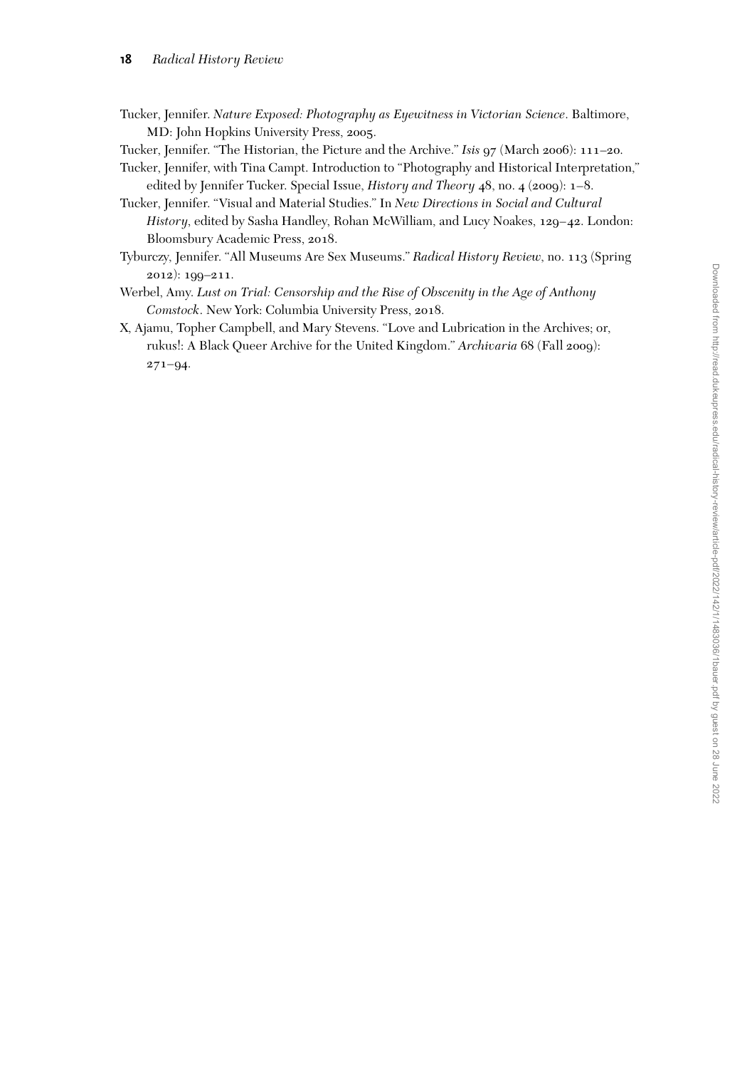Tucker, Jennifer. *Nature Exposed: Photography as Eyewitness in Victorian Science*. Baltimore, MD: John Hopkins University Press, 2005.

Tucker, Jennifer. "The Historian, the Picture and the Archive." *Isis* 97 (March 2006): 111–20.

Tucker, Jennifer, with Tina Campt. Introduction to "Photography and Historical Interpretation," edited by Jennifer Tucker. Special Issue, *History and Theory* 48, no. 4 (2009): 1–8.

Tucker, Jennifer. "Visual and Material Studies." In *New Directions in Social and Cultural History*, edited by Sasha Handley, Rohan McWilliam, and Lucy Noakes, 129–42. London: Bloomsbury Academic Press, 2018.

Tyburczy, Jennifer. "All Museums Are Sex Museums." *Radical History Review*, no. 113 (Spring 2012): 199–211.

Werbel, Amy. *Lust on Trial: Censorship and the Rise of Obscenity in the Age of Anthony Comstock*. New York: Columbia University Press, 2018.

X, Ajamu, Topher Campbell, and Mary Stevens. "Love and Lubrication in the Archives; or, rukus!: A Black Queer Archive for the United Kingdom." *Archivaria* 68 (Fall 2009): 271–94.